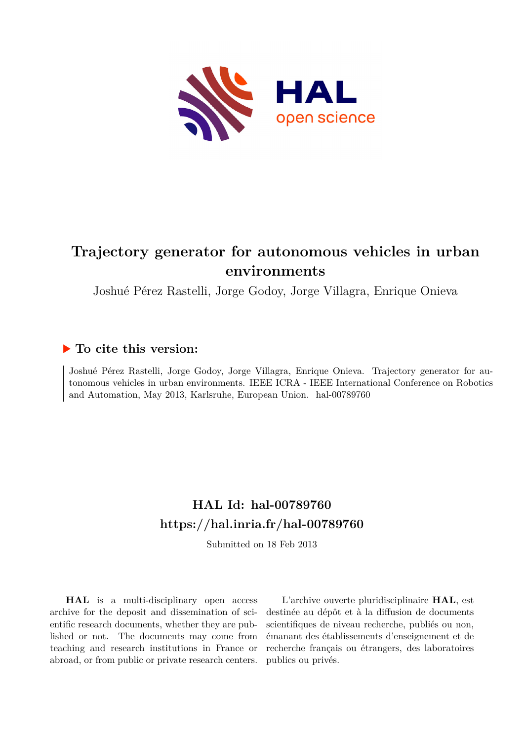# Trajectory generator for autonomous vehicles in urban environments

Joshué Pérez Rastelli, Jorge Godoy, Jorge Villagra, Enrique Onieva

## ▶ To cite this version:

Joshué Pérez Rastelli, Jorge Godoy, Jorge Villagra, Enrique Onieva. Trajectory generator for autonomous vehicles in urban environments. IEEE ICRA - IEEE International Conference on Robotics and Automation, May 2013, Karlsruhe, European Union. hal-00789760

## HAL Id: hal-00789760
## https://hal.inria.fr/hal-00789760

Submitted on 18 Feb 2013

**HAL** is a multi-disciplinary open access archive for the deposit and dissemination of scientific research documents, whether they are published or not. The documents may come from teaching and research institutions in France or abroad, or from public or private research centers.

L'archive ouverte pluridisciplinaire **HAL**, est destinée au dépôt et à la diffusion de documents scientifiques de niveau recherche, publiés ou non, émanant des établissements d'enseignement et de recherche français ou étrangers, des laboratoires publics ou privés.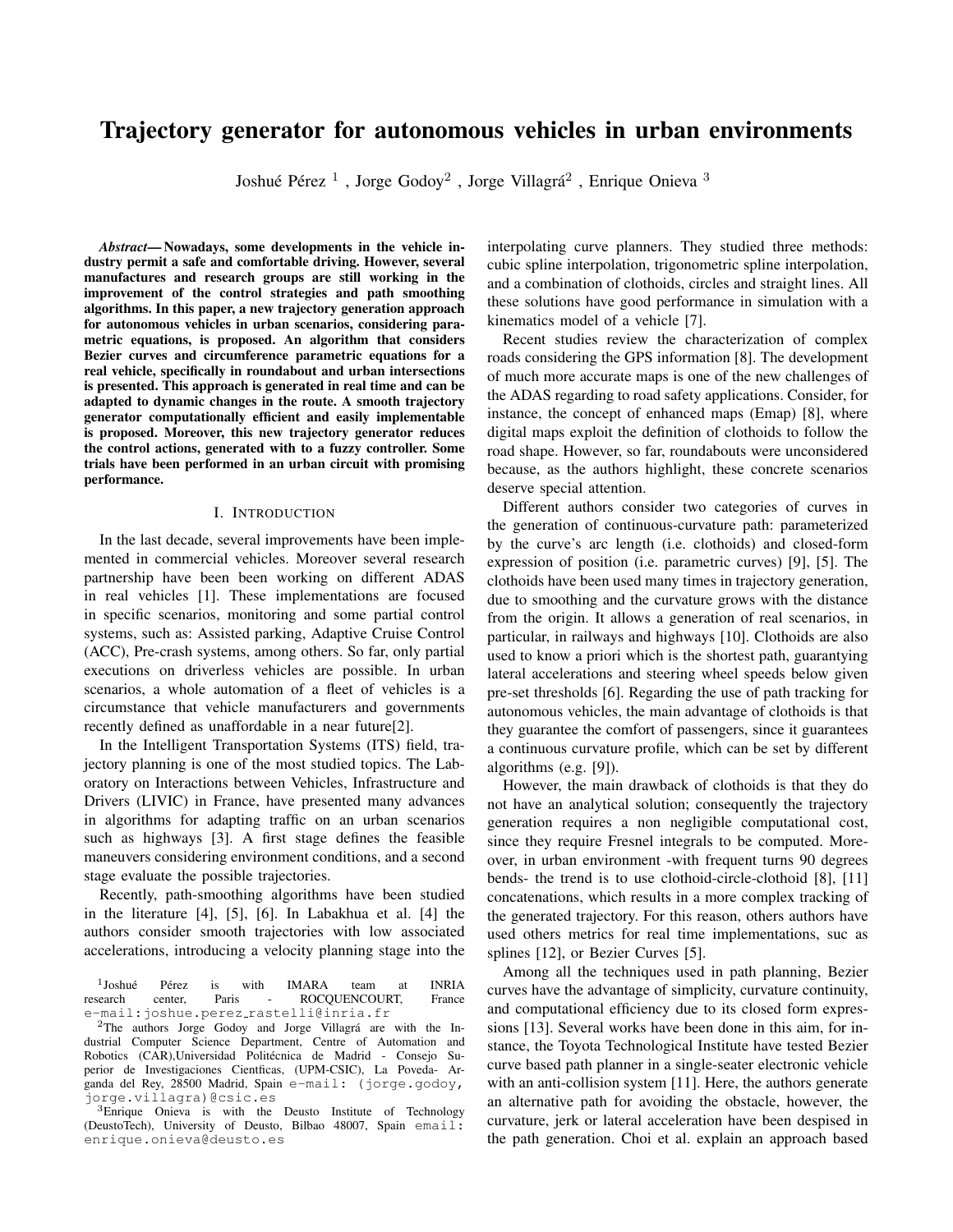# Trajectory generator for autonomous vehicles in urban environments

Joshué Pérez [1] , Jorge Godoy[2] , Jorge Villagrá[2] , Enrique Onieva [3]

***Abstract*— Nowadays, some developments in the vehicle industry permit a safe and comfortable driving. However, several manufactures and research groups are still working in the improvement of the control strategies and path smoothing algorithms. In this paper, a new trajectory generation approach for autonomous vehicles in urban scenarios, considering parametric equations, is proposed. An algorithm that considers Bezier curves and circumference parametric equations for a real vehicle, specifically in roundabout and urban intersections is presented. This approach is generated in real time and can be adapted to dynamic changes in the route. A smooth trajectory generator computationally efficient and easily implementable is proposed. Moreover, this new trajectory generator reduces the control actions, generated with to a fuzzy controller. Some trials have been performed in an urban circuit with promising performance.**

## I. INTRODUCTION

In the last decade, several improvements have been implemented in commercial vehicles. Moreover several research partnership have been been working on different ADAS in real vehicles [1]. These implementations are focused in specific scenarios, monitoring and some partial control systems, such as: Assisted parking, Adaptive Cruise Control (ACC), Pre-crash systems, among others. So far, only partial executions on driverless vehicles are possible. In urban scenarios, a whole automation of a fleet of vehicles is a circumstance that vehicle manufacturers and governments recently defined as unaffordable in a near future[2].

In the Intelligent Transportation Systems (ITS) field, trajectory planning is one of the most studied topics. The Laboratory on Interactions between Vehicles, Infrastructure and Drivers (LIVIC) in France, have presented many advances in algorithms for adapting traffic on an urban scenarios such as highways [3]. A first stage defines the feasible maneuvers considering environment conditions, and a second stage evaluate the possible trajectories.

Recently, path-smoothing algorithms have been studied in the literature [4], [5], [6]. In Labakhua et al. [4] the authors consider smooth trajectories with low associated accelerations, introducing a velocity planning stage into the interpolating curve planners. They studied three methods: cubic spline interpolation, trigonometric spline interpolation, and a combination of clothoids, circles and straight lines. All these solutions have good performance in simulation with a kinematics model of a vehicle [7].

Recent studies review the characterization of complex roads considering the GPS information [8]. The development of much more accurate maps is one of the new challenges of the ADAS regarding to road safety applications. Consider, for instance, the concept of enhanced maps (Emap) [8], where digital maps exploit the definition of clothoids to follow the road shape. However, so far, roundabouts were unconsidered because, as the authors highlight, these concrete scenarios deserve special attention.

Different authors consider two categories of curves in the generation of continuous-curvature path: parameterized by the curve's arc length (i.e. clothoids) and closed-form expression of position (i.e. parametric curves) [9], [5]. The clothoids have been used many times in trajectory generation, due to smoothing and the curvature grows with the distance from the origin. It allows a generation of real scenarios, in particular, in railways and highways [10]. Clothoids are also used to know a priori which is the shortest path, guarantying lateral accelerations and steering wheel speeds below given pre-set thresholds [6]. Regarding the use of path tracking for autonomous vehicles, the main advantage of clothoids is that they guarantee the comfort of passengers, since it guarantees a continuous curvature profile, which can be set by different algorithms (e.g. [9]).

However, the main drawback of clothoids is that they do not have an analytical solution; consequently the trajectory generation requires a non negligible computational cost, since they require Fresnel integrals to be computed. Moreover, in urban environment -with frequent turns 90 degrees bends- the trend is to use clothoid-circle-clothoid [8], [11] concatenations, which results in a more complex tracking of the generated trajectory. For this reason, others authors have used others metrics for real time implementations, suc as splines [12], or Bezier Curves [5].

Among all the techniques used in path planning, Bezier curves have the advantage of simplicity, curvature continuity, and computational efficiency due to its closed form expressions [13]. Several works have been done in this aim, for instance, the Toyota Technological Institute have tested Bezier curve based path planner in a single-seater electronic vehicle with an anti-collision system [11]. Here, the authors generate an alternative path for avoiding the obstacle, however, the curvature, jerk or lateral acceleration have been despised in the path generation. Choi et al. explain an approach based

[1] Joshué Pérez is with IMARA team at INRIA research center, Paris - ROCQUENCOURT, France e-mail:joshue.perez_rastelli@inria.fr

[2] The authors Jorge Godoy and Jorge Villagrá are with the Industrial Computer Science Department, Centre of Automation and Robotics (CAR),Universidad Politécnica de Madrid - Consejo Superior de Investigaciones Cientficas, (UPM-CSIC), La Poveda- Arganda del Rey, 28500 Madrid, Spain e-mail: (jorge.godoy, jorge.villagra)@csic.es

[3] Enrique Onieva is with the Deusto Institute of Technology (DeustoTech), University of Deusto, Bilbao 48007, Spain email: enrique.onieva@deusto.es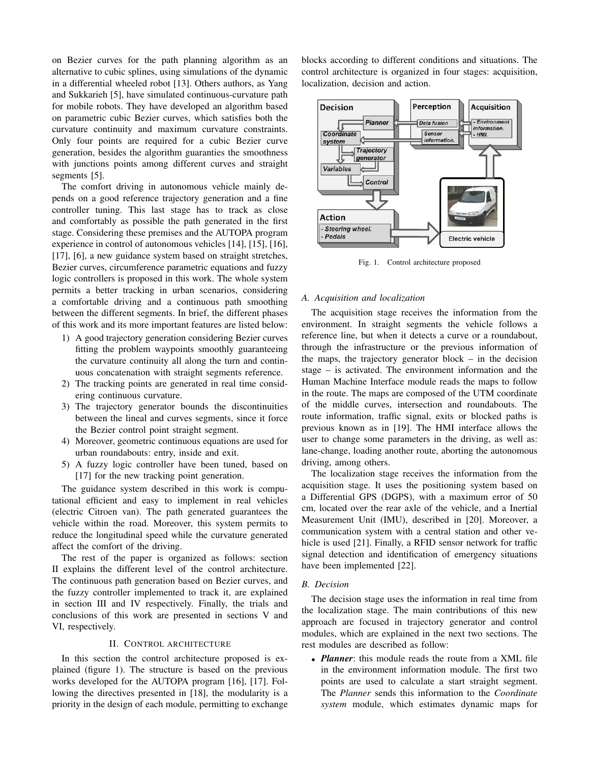on Bezier curves for the path planning algorithm as an alternative to cubic splines, using simulations of the dynamic in a differential wheeled robot [13]. Others authors, as Yang and Sukkarieh [5], have simulated continuous-curvature path for mobile robots. They have developed an algorithm based on parametric cubic Bezier curves, which satisfies both the curvature continuity and maximum curvature constraints. Only four points are required for a cubic Bezier curve generation, besides the algorithm guaranties the smoothness with junctions points among different curves and straight segments [5].

The comfort driving in autonomous vehicle mainly depends on a good reference trajectory generation and a fine controller tuning. This last stage has to track as close and comfortably as possible the path generated in the first stage. Considering these premises and the AUTOPA program experience in control of autonomous vehicles [14], [15], [16], [17], [6], a new guidance system based on straight stretches, Bezier curves, circumference parametric equations and fuzzy logic controllers is proposed in this work. The whole system permits a better tracking in urban scenarios, considering a comfortable driving and a continuous path smoothing between the different segments. In brief, the different phases of this work and its more important features are listed below:

1) A good trajectory generation considering Bezier curves fitting the problem waypoints smoothly guaranteeing the curvature continuity all along the turn and continuous concatenation with straight segments reference.
2) The tracking points are generated in real time considering continuous curvature.
3) The trajectory generator bounds the discontinuities between the lineal and curves segments, since it force the Bezier control point straight segment.
4) Moreover, geometric continuous equations are used for urban roundabouts: entry, inside and exit.
5) A fuzzy logic controller have been tuned, based on [17] for the new tracking point generation.

The guidance system described in this work is computational efficient and easy to implement in real vehicles (electric Citroen van). The path generated guarantees the vehicle within the road. Moreover, this system permits to reduce the longitudinal speed while the curvature generated affect the comfort of the driving.

The rest of the paper is organized as follows: section II explains the different level of the control architecture. The continuous path generation based on Bezier curves, and the fuzzy controller implemented to track it, are explained in section III and IV respectively. Finally, the trials and conclusions of this work are presented in sections V and VI, respectively.

## II. Control architecture

In this section the control architecture proposed is explained (figure 1). The structure is based on the previous works developed for the AUTOPA program [16], [17]. Following the directives presented in [18], the modularity is a priority in the design of each module, permitting to exchange blocks according to different conditions and situations. The control architecture is organized in four stages: acquisition, localization, decision and action.

Fig. 1. Control architecture proposed

### A. Acquisition and localization

The acquisition stage receives the information from the environment. In straight segments the vehicle follows a reference line, but when it detects a curve or a roundabout, through the infrastructure or the previous information of the maps, the trajectory generator block – in the decision stage – is activated. The environment information and the Human Machine Interface module reads the maps to follow in the route. The maps are composed of the UTM coordinate of the middle curves, intersection and roundabouts. The route information, traffic signal, exits or blocked paths is previous known as in [19]. The HMI interface allows the user to change some parameters in the driving, as well as: lane-change, loading another route, aborting the autonomous driving, among others.

The localization stage receives the information from the acquisition stage. It uses the positioning system based on a Differential GPS (DGPS), with a maximum error of 50 cm, located over the rear axle of the vehicle, and a Inertial Measurement Unit (IMU), described in [20]. Moreover, a communication system with a central station and other vehicle is used [21]. Finally, a RFID sensor network for traffic signal detection and identification of emergency situations have been implemented [22].

### B. Decision

The decision stage uses the information in real time from the localization stage. The main contributions of this new approach are focused in trajectory generator and control modules, which are explained in the next two sections. The rest modules are described as follow:

- ***Planner***: this module reads the route from a XML file in the environment information module. The first two points are used to calculate a start straight segment. The *Planner* sends this information to the *Coordinate system* module, which estimates dynamic maps for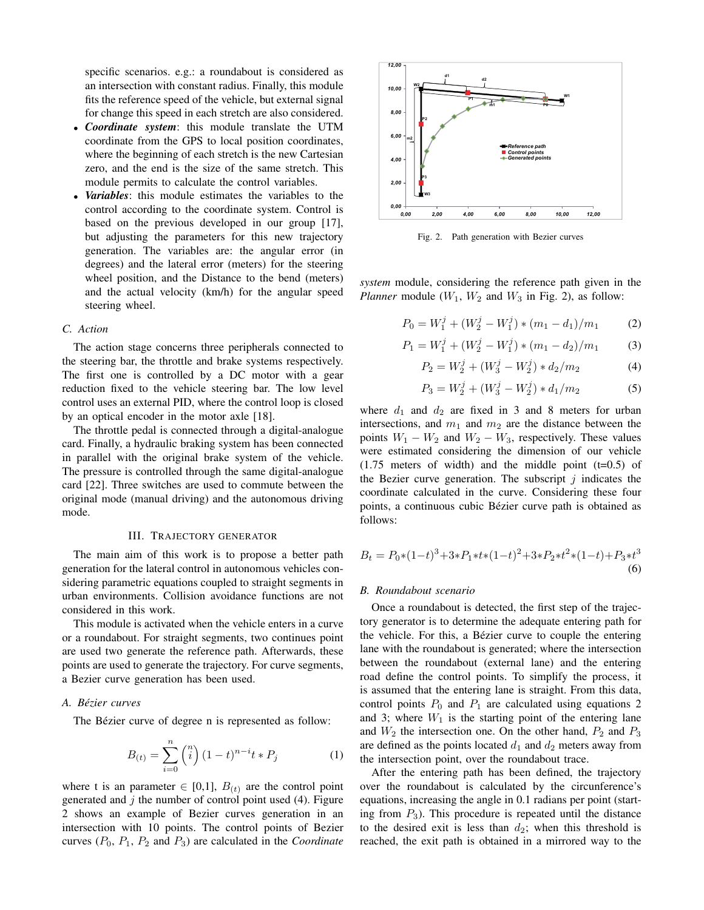specific scenarios. e.g.: a roundabout is considered as an intersection with constant radius. Finally, this module fits the reference speed of the vehicle, but external signal for change this speed in each stretch are also considered.

- ***Coordinate system***: this module translate the UTM coordinate from the GPS to local position coordinates, where the beginning of each stretch is the new Cartesian zero, and the end is the size of the same stretch. This module permits to calculate the control variables.
- ***Variables***: this module estimates the variables to the control according to the coordinate system. Control is based on the previous developed in our group [17], but adjusting the parameters for this new trajectory generation. The variables are: the angular error (in degrees) and the lateral error (meters) for the steering wheel position, and the Distance to the bend (meters) and the actual velocity (km/h) for the angular speed steering wheel.

### C. Action

The action stage concerns three peripherals connected to the steering bar, the throttle and brake systems respectively. The first one is controlled by a DC motor with a gear reduction fixed to the vehicle steering bar. The low level control uses an external PID, where the control loop is closed by an optical encoder in the motor axle [18].

The throttle pedal is connected through a digital-analogue card. Finally, a hydraulic braking system has been connected in parallel with the original brake system of the vehicle. The pressure is controlled through the same digital-analogue card [22]. Three switches are used to commute between the original mode (manual driving) and the autonomous driving mode.

## III. Trajectory generator

The main aim of this work is to propose a better path generation for the lateral control in autonomous vehicles considering parametric equations coupled to straight segments in urban environments. Collision avoidance functions are not considered in this work.

This module is activated when the vehicle enters in a curve or a roundabout. For straight segments, two continues point are used two generate the reference path. Afterwards, these points are used to generate the trajectory. For curve segments, a Bezier curve generation has been used.

### A. Bézier curves

The Bézier curve of degree n is represented as follow:

$$B_{(t)} = \sum_{i=0}^{n} \binom{n}{i} (1-t)^{n-i} t * P_j \tag{1}$$

where t is an parameter $\in$ [0,1], $B_{(t)}$ are the control point generated and $j$ the number of control point used (4). Figure 2 shows an example of Bezier curves generation in an intersection with 10 points. The control points of Bezier curves ($P_0$, $P_1$, $P_2$ and $P_3$) are calculated in the *Coordinate system* module, considering the reference path given in the *Planner* module ($W_1$, $W_2$ and $W_3$ in Fig. 2), as follow:

Fig. 2. Path generation with Bezier curves

$$P_0 = W_1^j + (W_2^j - W_1^j) * (m_1 - d_1)/m_1 \tag{2}$$

$$P_1 = W_1^j + (W_2^j - W_1^j) * (m_1 - d_2)/m_1 \tag{3}$$

$$P_2 = W_2^j + (W_3^j - W_2^j) * d_2/m_2 \tag{4}$$

$$P_3 = W_2^j + (W_3^j - W_2^j) * d_1/m_2 \tag{5}$$

where $d_1$ and $d_2$ are fixed in 3 and 8 meters for urban intersections, and $m_1$ and $m_2$ are the distance between the points $W_1 - W_2$ and $W_2 - W_3$, respectively. These values were estimated considering the dimension of our vehicle (1.75 meters of width) and the middle point (t=0.5) of the Bezier curve generation. The subscript $j$ indicates the coordinate calculated in the curve. Considering these four points, a continuous cubic Bézier curve path is obtained as follows:

$$B_t = P_0*(1-t)^3 + 3*P_1*t*(1-t)^2 + 3*P_2*t^2*(1-t) + P_3*t^3 \tag{6}$$

### B. Roundabout scenario

Once a roundabout is detected, the first step of the trajectory generator is to determine the adequate entering path for the vehicle. For this, a Bézier curve to couple the entering lane with the roundabout is generated; where the intersection between the roundabout (external lane) and the entering road define the control points. To simplify the process, it is assumed that the entering lane is straight. From this data, control points $P_0$ and $P_1$ are calculated using equations 2 and 3; where $W_1$ is the starting point of the entering lane and $W_2$ the intersection one. On the other hand, $P_2$ and $P_3$ are defined as the points located $d_1$ and $d_2$ meters away from the intersection point, over the roundabout trace.

After the entering path has been defined, the trajectory over the roundabout is calculated by the circumference's equations, increasing the angle in 0.1 radians per point (starting from $P_3$). This procedure is repeated until the distance to the desired exit is less than $d_2$; when this threshold is reached, the exit path is obtained in a mirrored way to the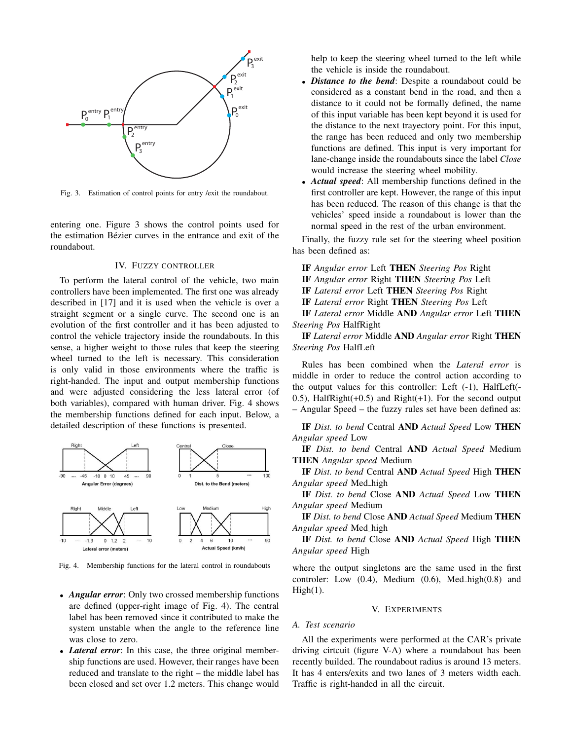Fig. 3. Estimation of control points for entry /exit the roundabout.

entering one. Figure 3 shows the control points used for the estimation Bézier curves in the entrance and exit of the roundabout.

## IV. Fuzzy controller

To perform the lateral control of the vehicle, two main controllers have been implemented. The first one was already described in [17] and it is used when the vehicle is over a straight segment or a single curve. The second one is an evolution of the first controller and it has been adjusted to control the vehicle trajectory inside the roundabouts. In this sense, a higher weight to those rules that keep the steering wheel turned to the left is necessary. This consideration is only valid in those environments where the traffic is right-handed. The input and output membership functions and were adjusted considering the less lateral error (of both variables), compared with human driver. Fig. 4 shows the membership functions defined for each input. Below, a detailed description of these functions is presented.

Fig. 4. Membership functions for the lateral control in roundabouts

- ***Angular error***: Only two crossed membership functions are defined (upper-right image of Fig. 4). The central label has been removed since it contributed to make the system unstable when the angle to the reference line was close to zero.
- ***Lateral error***: In this case, the three original membership functions are used. However, their ranges have been reduced and translate to the right – the middle label has been closed and set over 1.2 meters. This change would help to keep the steering wheel turned to the left while the vehicle is inside the roundabout.
- ***Distance to the bend***: Despite a roundabout could be considered as a constant bend in the road, and then a distance to it could not be formally defined, the name of this input variable has been kept beyond it is used for the distance to the next trayectory point. For this input, the range has been reduced and only two membership functions are defined. This input is very important for lane-change inside the roundabouts since the label *Close* would increase the steering wheel mobility.
- ***Actual speed***: All membership functions defined in the first controller are kept. However, the range of this input has been reduced. The reason of this change is that the vehicles' speed inside a roundabout is lower than the normal speed in the rest of the urban environment.

Finally, the fuzzy rule set for the steering wheel position has been defined as:

**IF** *Angular error* Left **THEN** *Steering Pos* Right

**IF** *Angular error* Right **THEN** *Steering Pos* Left

**IF** *Lateral error* Left **THEN** *Steering Pos* Right

**IF** *Lateral error* Right **THEN** *Steering Pos* Left

**IF** *Lateral error* Middle **AND** *Angular error* Left **THEN** *Steering Pos* HalfRight

**IF** *Lateral error* Middle **AND** *Angular error* Right **THEN** *Steering Pos* HalfLeft

Rules has been combined when the *Lateral error* is middle in order to reduce the control action according to the output values for this controller: Left (-1), HalfLeft(-0.5), HalfRight(+0.5) and Right(+1). For the second output – Angular Speed – the fuzzy rules set have been defined as:

**IF** *Dist. to bend* Central **AND** *Actual Speed* Low **THEN** *Angular speed* Low

**IF** *Dist. to bend* Central **AND** *Actual Speed* Medium **THEN** *Angular speed* Medium

**IF** *Dist. to bend* Central **AND** *Actual Speed* High **THEN** *Angular speed* Med_high

**IF** *Dist. to bend* Close **AND** *Actual Speed* Low **THEN** *Angular speed* Medium

**IF** *Dist. to bend* Close **AND** *Actual Speed* Medium **THEN** *Angular speed* Med_high

**IF** *Dist. to bend* Close **AND** *Actual Speed* High **THEN** *Angular speed* High

where the output singletons are the same used in the first controler: Low (0.4), Medium (0.6), Med_high(0.8) and High(1).

## V. Experiments

### A. Test scenario

All the experiments were performed at the CAR's private driving circtuit (figure V-A) where a roundabout has been recently builded. The roundabout radius is around 13 meters. It has 4 enters/exits and two lanes of 3 meters width each. Traffic is right-handed in all the circuit.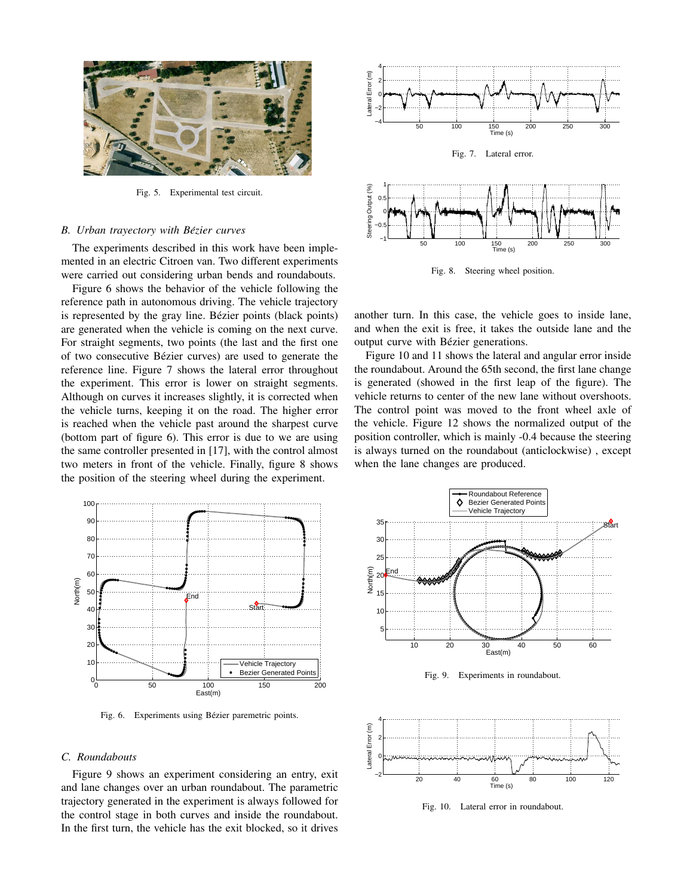Fig. 5. Experimental test circuit.

### B. Urban trajectory with Bézier curves

The experiments described in this work have been implemented in an electric Citroen van. Two different experiments were carried out considering urban bends and roundabouts.

Figure 6 shows the behavior of the vehicle following the reference path in autonomous driving. The vehicle trajectory is represented by the gray line. Bézier points (black points) are generated when the vehicle is coming on the next curve. For straight segments, two points (the last and the first one of two consecutive Bézier curves) are used to generate the reference line. Figure 7 shows the lateral error throughout the experiment. This error is lower on straight segments. Although on curves it increases slightly, it is corrected when the vehicle turns, keeping it on the road. The higher error is reached when the vehicle past around the sharpest curve (bottom part of figure 6). This error is due to we are using the same controller presented in [17], with the control almost two meters in front of the vehicle. Finally, figure 8 shows the position of the steering wheel during the experiment.

Fig. 6. Experiments using Bézier paremetric points.

### C. Roundabouts

Figure 9 shows an experiment considering an entry, exit and lane changes over an urban roundabout. The parametric trajectory generated in the experiment is always followed for the control stage in both curves and inside the roundabout. In the first turn, the vehicle has the exit blocked, so it drives another turn. In this case, the vehicle goes to inside lane, and when the exit is free, it takes the outside lane and the output curve with Bézier generations.

Fig. 7. Lateral error.

Fig. 8. Steering wheel position.

Figure 10 and 11 shows the lateral and angular error inside the roundabout. Around the 65th second, the first lane change is generated (showed in the first leap of the figure). The vehicle returns to center of the new lane without overshoots. The control point was moved to the front wheel axle of the vehicle. Figure 12 shows the normalized output of the position controller, which is mainly -0.4 because the steering is always turned on the roundabout (anticlockwise) , except when the lane changes are produced.

Fig. 9. Experiments in roundabout.

Fig. 10. Lateral error in roundabout.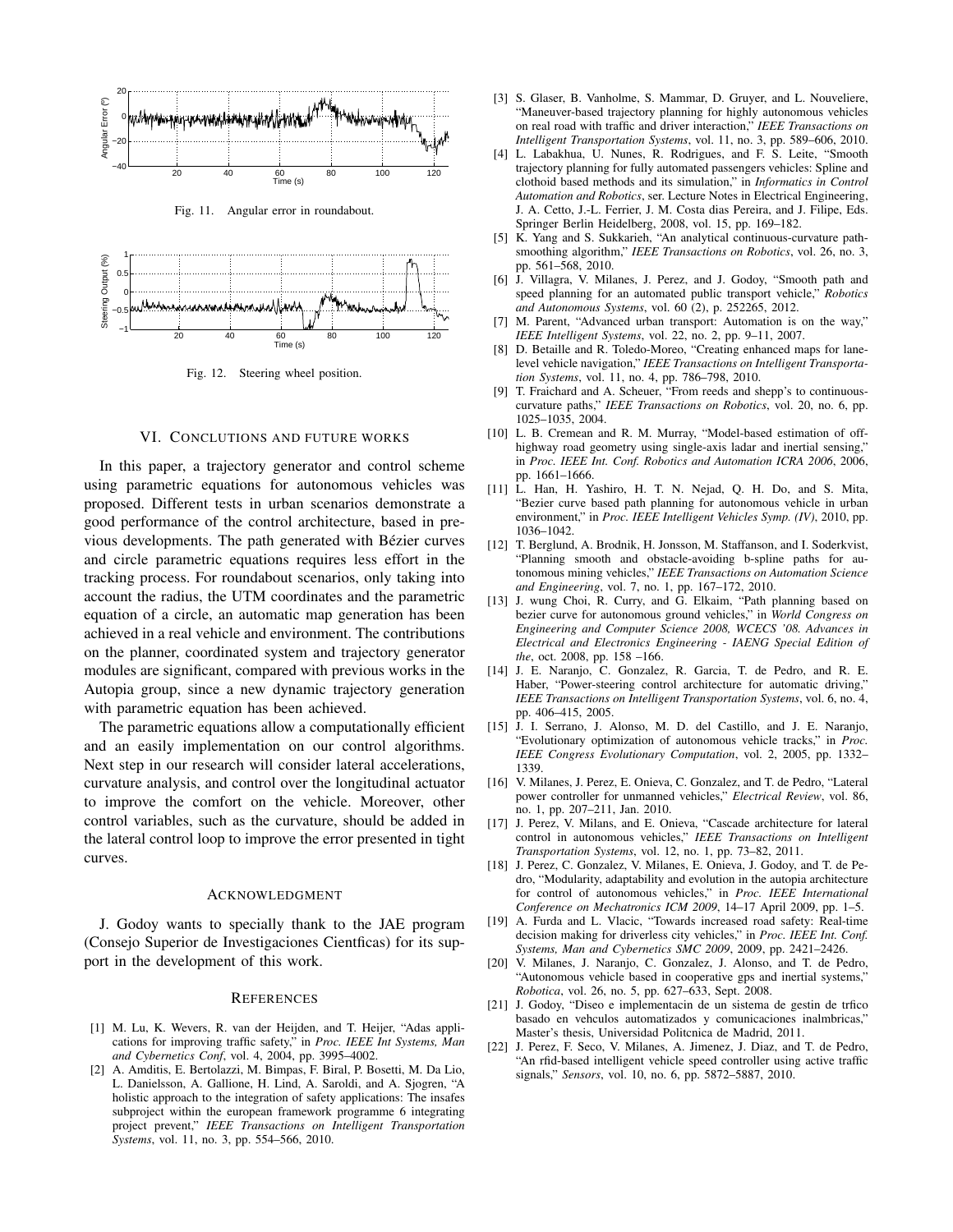Angular Error (º)
20
0
−20
−40
20 40 60 80 100 120
Time (s)

Fig. 11. Angular error in roundabout.

Steering Output (%)
1
0.5
0
−0.5
−1
20 40 60 80 100 120
Time (s)

Fig. 12. Steering wheel position.

## VI. Conclutions and future works

In this paper, a trajectory generator and control scheme using parametric equations for autonomous vehicles was proposed. Different tests in urban scenarios demonstrate a good performance of the control architecture, based in previous developments. The path generated with Bézier curves and circle parametric equations requires less effort in the tracking process. For roundabout scenarios, only taking into account the radius, the UTM coordinates and the parametric equation of a circle, an automatic map generation has been achieved in a real vehicle and environment. The contributions on the planner, coordinated system and trajectory generator modules are significant, compared with previous works in the Autopia group, since a new dynamic trajectory generation with parametric equation has been achieved.

The parametric equations allow a computationally efficient and an easily implementation on our control algorithms. Next step in our research will consider lateral accelerations, curvature analysis, and control over the longitudinal actuator to improve the comfort on the vehicle. Moreover, other control variables, such as the curvature, should be added in the lateral control loop to improve the error presented in tight curves.

## Acknowledgment

J. Godoy wants to specially thank to the JAE program (Consejo Superior de Investigaciones Cientficas) for its support in the development of this work.

## References

[1] M. Lu, K. Wevers, R. van der Heijden, and T. Heijer, "Adas applications for improving traffic safety," in *Proc. IEEE Int Systems, Man and Cybernetics Conf*, vol. 4, 2004, pp. 3995–4002.

[2] A. Amditis, E. Bertolazzi, M. Bimpas, F. Biral, P. Bosetti, M. Da Lio, L. Danielsson, A. Gallione, H. Lind, A. Saroldi, and A. Sjogren, "A holistic approach to the integration of safety applications: The insafes subproject within the european framework programme 6 integrating project prevent," *IEEE Transactions on Intelligent Transportation Systems*, vol. 11, no. 3, pp. 554–566, 2010.

[3] S. Glaser, B. Vanholme, S. Mammar, D. Gruyer, and L. Nouveliere, "Maneuver-based trajectory planning for highly autonomous vehicles on real road with traffic and driver interaction," *IEEE Transactions on Intelligent Transportation Systems*, vol. 11, no. 3, pp. 589–606, 2010.

[4] L. Labakhua, U. Nunes, R. Rodrigues, and F. S. Leite, "Smooth trajectory planning for fully automated passengers vehicles: Spline and clothoid based methods and its simulation," in *Informatics in Control Automation and Robotics*, ser. Lecture Notes in Electrical Engineering, J. A. Cetto, J.-L. Ferrier, J. M. Costa dias Pereira, and J. Filipe, Eds. Springer Berlin Heidelberg, 2008, vol. 15, pp. 169–182.

[5] K. Yang and S. Sukkarieh, "An analytical continuous-curvature path-smoothing algorithm," *IEEE Transactions on Robotics*, vol. 26, no. 3, pp. 561–568, 2010.

[6] J. Villagra, V. Milanes, J. Perez, and J. Godoy, "Smooth path and speed planning for an automated public transport vehicle," *Robotics and Autonomous Systems*, vol. 60 (2), p. 252265, 2012.

[7] M. Parent, "Advanced urban transport: Automation is on the way," *IEEE Intelligent Systems*, vol. 22, no. 2, pp. 9–11, 2007.

[8] D. Betaille and R. Toledo-Moreo, "Creating enhanced maps for lane-level vehicle navigation," *IEEE Transactions on Intelligent Transportation Systems*, vol. 11, no. 4, pp. 786–798, 2010.

[9] T. Fraichard and A. Scheuer, "From reeds and shepp's to continuous-curvature paths," *IEEE Transactions on Robotics*, vol. 20, no. 6, pp. 1025–1035, 2004.

[10] L. B. Cremean and R. M. Murray, "Model-based estimation of off-highway road geometry using single-axis ladar and inertial sensing," in *Proc. IEEE Int. Conf. Robotics and Automation ICRA 2006*, 2006, pp. 1661–1666.

[11] L. Han, H. Yashiro, H. T. N. Nejad, Q. H. Do, and S. Mita, "Bezier curve based path planning for autonomous vehicle in urban environment," in *Proc. IEEE Intelligent Vehicles Symp. (IV)*, 2010, pp. 1036–1042.

[12] T. Berglund, A. Brodnik, H. Jonsson, M. Staffanson, and I. Soderkvist, "Planning smooth and obstacle-avoiding b-spline paths for autonomous mining vehicles," *IEEE Transactions on Automation Science and Engineering*, vol. 7, no. 1, pp. 167–172, 2010.

[13] J. wung Choi, R. Curry, and G. Elkaim, "Path planning based on bezier curve for autonomous ground vehicles," in *World Congress on Engineering and Computer Science 2008, WCECS '08. Advances in Electrical and Electronics Engineering - IAENG Special Edition of the*, oct. 2008, pp. 158 –166.

[14] J. E. Naranjo, C. Gonzalez, R. Garcia, T. de Pedro, and R. E. Haber, "Power-steering control architecture for automatic driving," *IEEE Transactions on Intelligent Transportation Systems*, vol. 6, no. 4, pp. 406–415, 2005.

[15] J. I. Serrano, J. Alonso, M. D. del Castillo, and J. E. Naranjo, "Evolutionary optimization of autonomous vehicle tracks," in *Proc. IEEE Congress Evolutionary Computation*, vol. 2, 2005, pp. 1332–1339.

[16] V. Milanes, J. Perez, E. Onieva, C. Gonzalez, and T. de Pedro, "Lateral power controller for unmanned vehicles," *Electrical Review*, vol. 86, no. 1, pp. 207–211, Jan. 2010.

[17] J. Perez, V. Milans, and E. Onieva, "Cascade architecture for lateral control in autonomous vehicles," *IEEE Transactions on Intelligent Transportation Systems*, vol. 12, no. 1, pp. 73–82, 2011.

[18] J. Perez, C. Gonzalez, V. Milanes, E. Onieva, J. Godoy, and T. de Pedro, "Modularity, adaptability and evolution in the autopia architecture for control of autonomous vehicles," in *Proc. IEEE International Conference on Mechatronics ICM 2009*, 14–17 April 2009, pp. 1–5.

[19] A. Furda and L. Vlacic, "Towards increased road safety: Real-time decision making for driverless city vehicles," in *Proc. IEEE Int. Conf. Systems, Man and Cybernetics SMC 2009*, 2009, pp. 2421–2426.

[20] V. Milanes, J. Naranjo, C. Gonzalez, J. Alonso, and T. de Pedro, "Autonomous vehicle based in cooperative gps and inertial systems," *Robotica*, vol. 26, no. 5, pp. 627–633, Sept. 2008.

[21] J. Godoy, "Diseo e implementacin de un sistema de gestin de trfico basado en vehculos automatizados y comunicaciones inalmbricas," Master's thesis, Universidad Politcnica de Madrid, 2011.

[22] J. Perez, F. Seco, V. Milanes, A. Jimenez, J. Diaz, and T. de Pedro, "An rfid-based intelligent vehicle speed controller using active traffic signals," *Sensors*, vol. 10, no. 6, pp. 5872–5887, 2010.